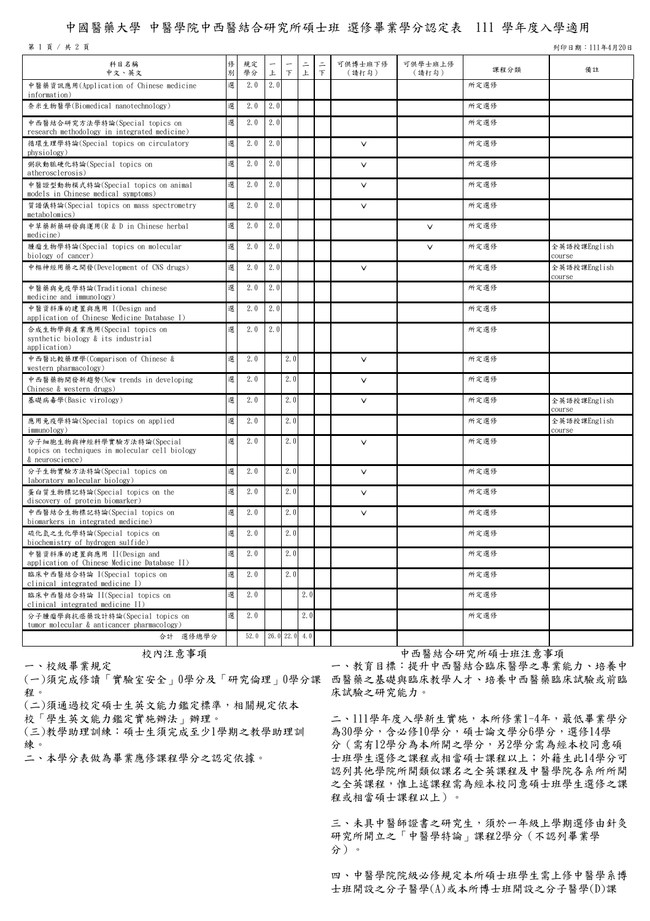# 中國醫藥大學 中醫學院中西醫結合研究所碩士班 選修畢業學分認定表 111 學年度入學適用

列印日期：111年4月20日

| 科目名稱 中文、英文 | 修別 | 規定學分 | 一上 | 一下 | 二上 | 二下 | 可供博士班下修（請打勾） | 可供學士班上修（請打勾） | 課程分類 | 備註 |
|---|---|---|---|---|---|---|---|---|---|---|
| 中醫藥資訊應用(Application of Chinese medicine information) | 選 | 2.0 | 2.0 | | | | | | 所定選修 | |
| 奈米生物醫學(Biomedical nanotechnology) | 選 | 2.0 | 2.0 | | | | | | 所定選修 | |
| 中西醫結合研究方法學特論(Special topics on research methodology in integrated medicine) | 選 | 2.0 | 2.0 | | | | | | 所定選修 | |
| 循環生理學特論(Special topics on circulatory physiology) | 選 | 2.0 | 2.0 | | | | V | | 所定選修 | |
| 粥狀動脈硬化特論(Special topics on atherosclerosis) | 選 | 2.0 | 2.0 | | | | V | | 所定選修 | |
| 中醫證型動物模式特論(Special topics on animal models in Chinese medical symptoms) | 選 | 2.0 | 2.0 | | | | V | | 所定選修 | |
| 質譜儀特論(Special topics on mass spectrometry metabolomics) | 選 | 2.0 | 2.0 | | | | V | | 所定選修 | |
| 中草藥新藥研發與運用(R & D in Chinese herbal medicine) | 選 | 2.0 | 2.0 | | | | | V | 所定選修 | |
| 腫瘤生物學特論(Special topics on molecular biology of cancer) | 選 | 2.0 | 2.0 | | | | | V | 所定選修 | 全英語授課English course |
| 中樞神經用藥之開發(Development of CNS drugs) | 選 | 2.0 | 2.0 | | | | V | | 所定選修 | 全英語授課English course |
| 中醫藥與免疫學特論(Traditional chinese medicine and immunology) | 選 | 2.0 | 2.0 | | | | | | 所定選修 | |
| 中醫資料庫的建置與應用 I(Design and application of Chinese Medicine Database I) | 選 | 2.0 | 2.0 | | | | | | 所定選修 | |
| 合成生物學與產業應用(Special topics on synthetic biology & its industrial application) | 選 | 2.0 | 2.0 | | | | | | 所定選修 | |
| 中西醫比較藥理學(Comparison of Chinese & western pharmacology) | 選 | 2.0 | | 2.0 | | | V | | 所定選修 | |
| 中西醫藥物開發新趨勢(New trends in developing Chinese & western drugs) | 選 | 2.0 | | 2.0 | | | V | | 所定選修 | |
| 基礎病毒學(Basic virology) | 選 | 2.0 | | 2.0 | | | V | | 所定選修 | 全英語授課English course |
| 應用免疫學特論(Special topics on applied immunology) | 選 | 2.0 | | 2.0 | | | | | 所定選修 | 全英語授課English course |
| 分子細胞生物與神經科學實驗方法特論(Special topics on techniques in molecular cell biology & neuroscience) | 選 | 2.0 | | 2.0 | | | V | | 所定選修 | |
| 分子生物實驗方法特論(Special topics on laboratory molecular biology) | 選 | 2.0 | | 2.0 | | | V | | 所定選修 | |
| 蛋白質生物標記特論(Special topics on the discovery of protein biomarker) | 選 | 2.0 | | 2.0 | | | V | | 所定選修 | |
| 中西醫結合生物標記特論(Special topics on biomarkers in integrated medicine) | 選 | 2.0 | | 2.0 | | | V | | 所定選修 | |
| 硫化氫之生化學特論(Special topics on biochemistry of hydrogen sulfide) | 選 | 2.0 | | 2.0 | | | | | 所定選修 | |
| 中醫資料庫的建置與應用 II(Design and application of Chinese Medicine Database II) | 選 | 2.0 | | 2.0 | | | | | 所定選修 | |
| 臨床中西醫結合特論 I(Special topics on clinical integrated medicine I) | 選 | 2.0 | | 2.0 | | | | | 所定選修 | |
| 臨床中西醫結合特論 II(Special topics on clinical integrated medicine II) | 選 | 2.0 | | | 2.0 | | | | 所定選修 | |
| 分子腫瘤學與抗癌藥設計特論(Special topics on tumor molecular & anticancer pharmacology) | 選 | 2.0 | | | 2.0 | | | | 所定選修 | |
| 合計 選修總學分 | | 52.0 | 26.0 | 22.0 | 4.0 | | | | | |

## 校內注意事項

一、校級畢業規定

(一)須完成修讀「實驗室安全」0學分及「研究倫理」0學分課程。

(二)須通過校定碩士生英文能力鑑定標準，相關規定依本校「學生英文能力鑑定實施辦法」辦理。

(三)教學助理訓練：碩士生須完成至少1學期之教學助理訓練。

二、本學分表做為畢業應修課程學分之認定依據。

## 中西醫結合研究所碩士班注意事項

一、教育目標：提升中西醫結合臨床醫學之專業能力、培養中西醫藥之基礎與臨床教學人才、培養中西醫藥臨床試驗或前臨床試驗之研究能力。

二、111學年度入學新生實施，本所修業1-4年，最低畢業學分為30學分，含必修10學分，碩士論文學分6學分，選修14學分（需有12學分為本所開之學分，另2學分需為經本校同意碩士班學生選修之課程或相當碩士課程以上；外籍生此14學分可認列其他學院所開類似課名之全英課程及中醫學院各系所所開之全英課程，惟上述課程需為經本校同意碩士班學生選修之課程或相當碩士課程以上）。

三、未具中醫師證書之研究生，須於一年級上學期選修由針灸研究所開立之「中醫學特論」課程2學分（不認列畢業學分）。

四、中醫學院院級必修規定本所碩士班學生需上修中醫學系博士班開設之分子醫學(A)或本所博士班開設之分子醫學(D)課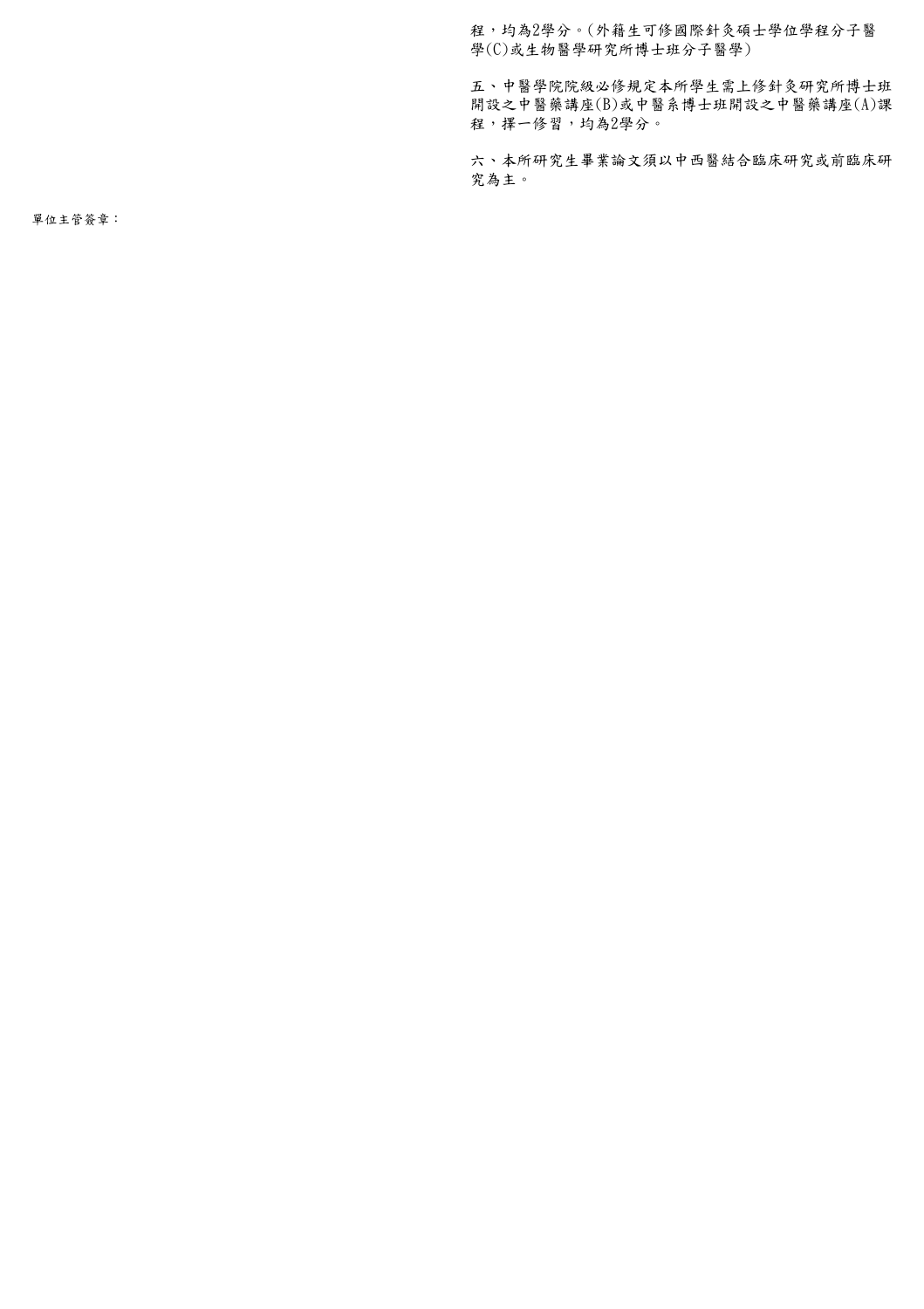程，均為2學分。(外籍生可修國際針灸碩士學位學程分子醫學(C)或生物醫學研究所博士班分子醫學)

五、中醫學院院級必修規定本所學生需上修針灸研究所博士班開設之中醫藥講座(B)或中醫系博士班開設之中醫藥講座(A)課程，擇一修習，均為2學分。

六、本所研究生畢業論文須以中西醫結合臨床研究或前臨床研究為主。

單位主管簽章：